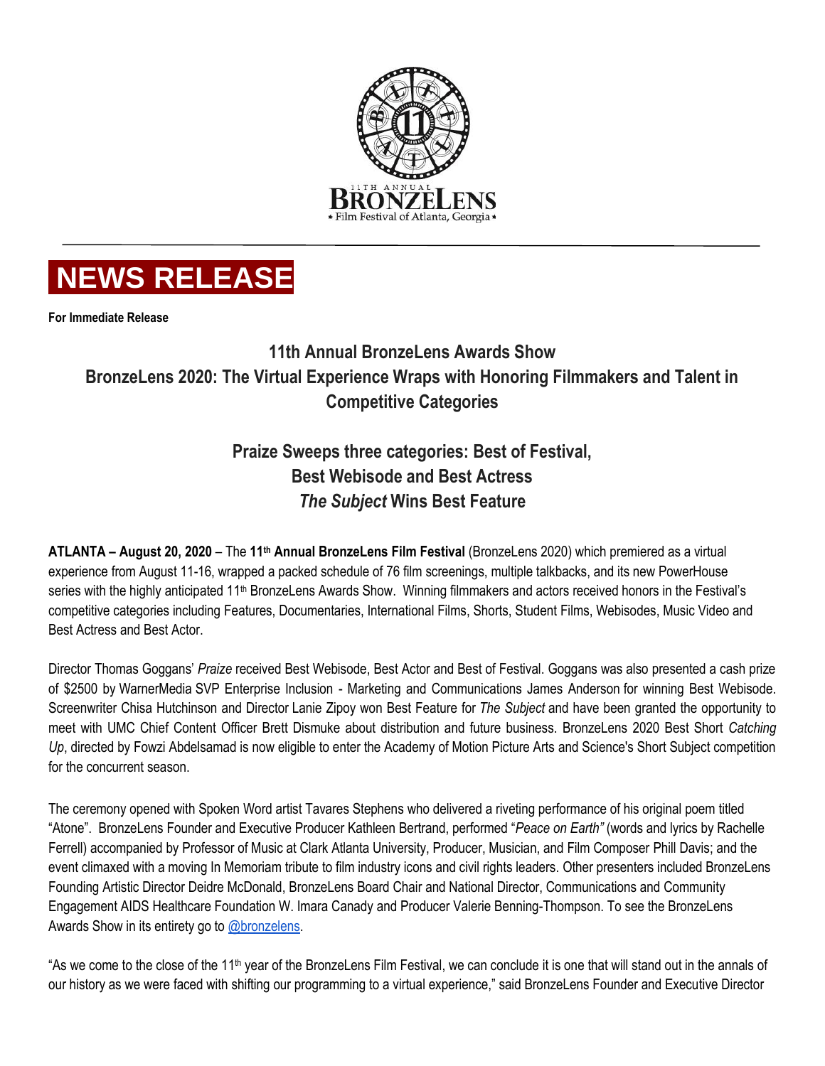11TH ANNUAL BRONZELENS • Film Festival of Atlanta, Georgia •

# NEWS RELEASE

**For Immediate Release**

## 11th Annual BronzeLens Awards Show
## BronzeLens 2020: The Virtual Experience Wraps with Honoring Filmmakers and Talent in Competitive Categories

### Praize Sweeps three categories: Best of Festival, Best Webisode and Best Actress
### *The Subject* Wins Best Feature

**ATLANTA – August 20, 2020** – The **11th Annual BronzeLens Film Festival** (BronzeLens 2020) which premiered as a virtual experience from August 11-16, wrapped a packed schedule of 76 film screenings, multiple talkbacks, and its new PowerHouse series with the highly anticipated 11th BronzeLens Awards Show. Winning filmmakers and actors received honors in the Festival's competitive categories including Features, Documentaries, International Films, Shorts, Student Films, Webisodes, Music Video and Best Actress and Best Actor.

Director Thomas Goggans' *Praize* received Best Webisode, Best Actor and Best of Festival. Goggans was also presented a cash prize of $2500 by WarnerMedia SVP Enterprise Inclusion - Marketing and Communications James Anderson for winning Best Webisode. Screenwriter Chisa Hutchinson and Director Lanie Zipoy won Best Feature for *The Subject* and have been granted the opportunity to meet with UMC Chief Content Officer Brett Dismuke about distribution and future business. BronzeLens 2020 Best Short *Catching Up*, directed by Fowzi Abdelsamad is now eligible to enter the Academy of Motion Picture Arts and Science's Short Subject competition for the concurrent season.

The ceremony opened with Spoken Word artist Tavares Stephens who delivered a riveting performance of his original poem titled "Atone". BronzeLens Founder and Executive Producer Kathleen Bertrand, performed "*Peace on Earth"* (words and lyrics by Rachelle Ferrell) accompanied by Professor of Music at Clark Atlanta University, Producer, Musician, and Film Composer Phill Davis; and the event climaxed with a moving In Memoriam tribute to film industry icons and civil rights leaders. Other presenters included BronzeLens Founding Artistic Director Deidre McDonald, BronzeLens Board Chair and National Director, Communications and Community Engagement AIDS Healthcare Foundation W. Imara Canady and Producer Valerie Benning-Thompson. To see the BronzeLens Awards Show in its entirety go to @bronzelens.

"As we come to the close of the 11th year of the BronzeLens Film Festival, we can conclude it is one that will stand out in the annals of our history as we were faced with shifting our programming to a virtual experience," said BronzeLens Founder and Executive Director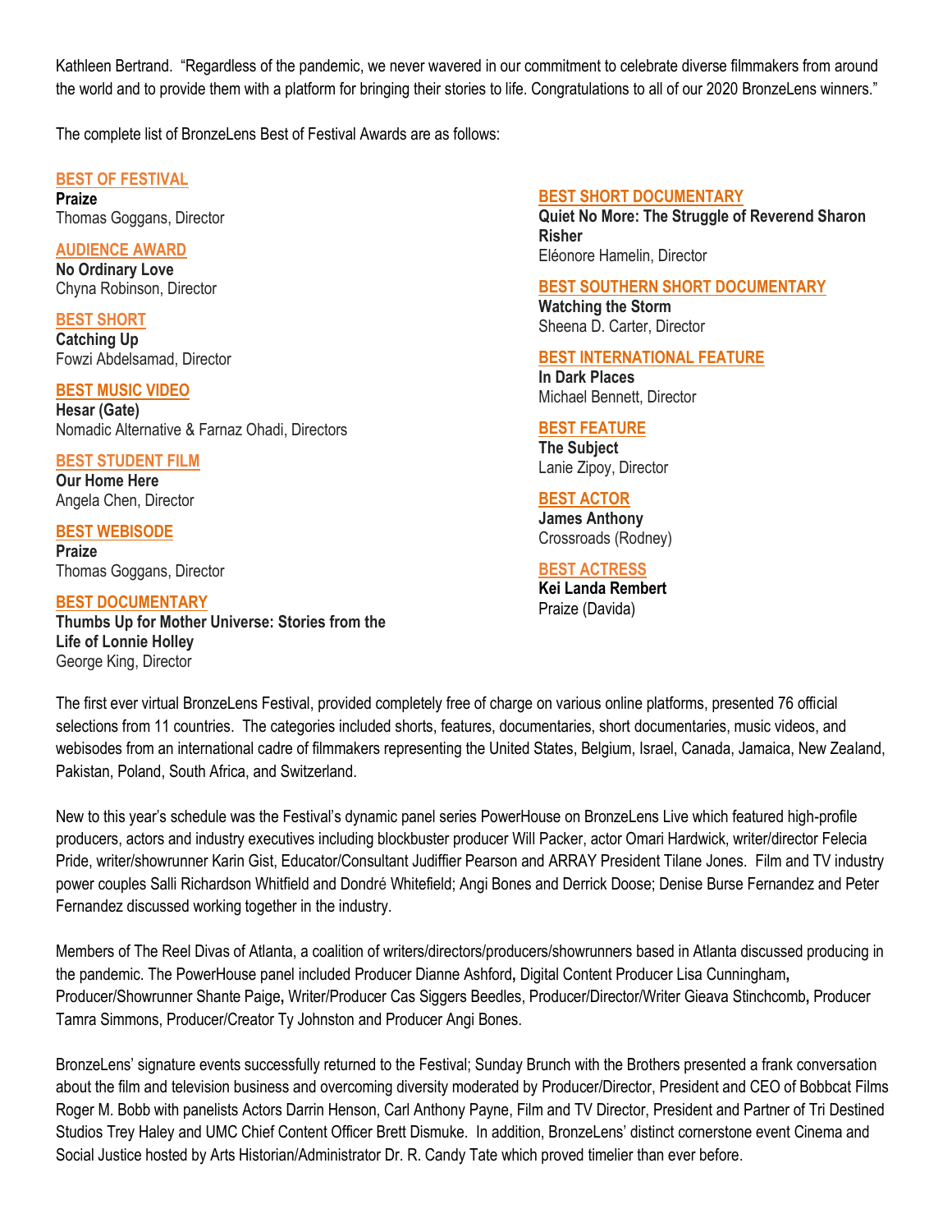Kathleen Bertrand. "Regardless of the pandemic, we never wavered in our commitment to celebrate diverse filmmakers from around the world and to provide them with a platform for bringing their stories to life. Congratulations to all of our 2020 BronzeLens winners."

The complete list of BronzeLens Best of Festival Awards are as follows:

**BEST OF FESTIVAL**
**Praize**
Thomas Goggans, Director

**AUDIENCE AWARD**
**No Ordinary Love**
Chyna Robinson, Director

**BEST SHORT**
**Catching Up**
Fowzi Abdelsamad, Director

**BEST MUSIC VIDEO**
**Hesar (Gate)**
Nomadic Alternative & Farnaz Ohadi, Directors

**BEST STUDENT FILM**
**Our Home Here**
Angela Chen, Director

**BEST WEBISODE**
**Praize**
Thomas Goggans, Director

**BEST DOCUMENTARY**
**Thumbs Up for Mother Universe: Stories from the Life of Lonnie Holley**
George King, Director

**BEST SHORT DOCUMENTARY**
**Quiet No More: The Struggle of Reverend Sharon Risher**
Eléonore Hamelin, Director

**BEST SOUTHERN SHORT DOCUMENTARY**
**Watching the Storm**
Sheena D. Carter, Director

**BEST INTERNATIONAL FEATURE**
**In Dark Places**
Michael Bennett, Director

**BEST FEATURE**
**The Subject**
Lanie Zipoy, Director

**BEST ACTOR**
**James Anthony**
Crossroads (Rodney)

**BEST ACTRESS**
**Kei Landa Rembert**
Praize (Davida)

The first ever virtual BronzeLens Festival, provided completely free of charge on various online platforms, presented 76 official selections from 11 countries. The categories included shorts, features, documentaries, short documentaries, music videos, and webisodes from an international cadre of filmmakers representing the United States, Belgium, Israel, Canada, Jamaica, New Zealand, Pakistan, Poland, South Africa, and Switzerland.

New to this year's schedule was the Festival's dynamic panel series PowerHouse on BronzeLens Live which featured high-profile producers, actors and industry executives including blockbuster producer Will Packer, actor Omari Hardwick, writer/director Felecia Pride, writer/showrunner Karin Gist, Educator/Consultant Judiffier Pearson and ARRAY President Tilane Jones. Film and TV industry power couples Salli Richardson Whitfield and Dondré Whitefield; Angi Bones and Derrick Doose; Denise Burse Fernandez and Peter Fernandez discussed working together in the industry.

Members of The Reel Divas of Atlanta, a coalition of writers/directors/producers/showrunners based in Atlanta discussed producing in the pandemic. The PowerHouse panel included Producer Dianne Ashford**,** Digital Content Producer Lisa Cunningham**,** Producer/Showrunner Shante Paige**,** Writer/Producer Cas Siggers Beedles, Producer/Director/Writer Gieava Stinchcomb**,** Producer Tamra Simmons, Producer/Creator Ty Johnston and Producer Angi Bones.

BronzeLens' signature events successfully returned to the Festival; Sunday Brunch with the Brothers presented a frank conversation about the film and television business and overcoming diversity moderated by Producer/Director, President and CEO of Bobbcat Films Roger M. Bobb with panelists Actors Darrin Henson, Carl Anthony Payne, Film and TV Director, President and Partner of Tri Destined Studios Trey Haley and UMC Chief Content Officer Brett Dismuke. In addition, BronzeLens' distinct cornerstone event Cinema and Social Justice hosted by Arts Historian/Administrator Dr. R. Candy Tate which proved timelier than ever before.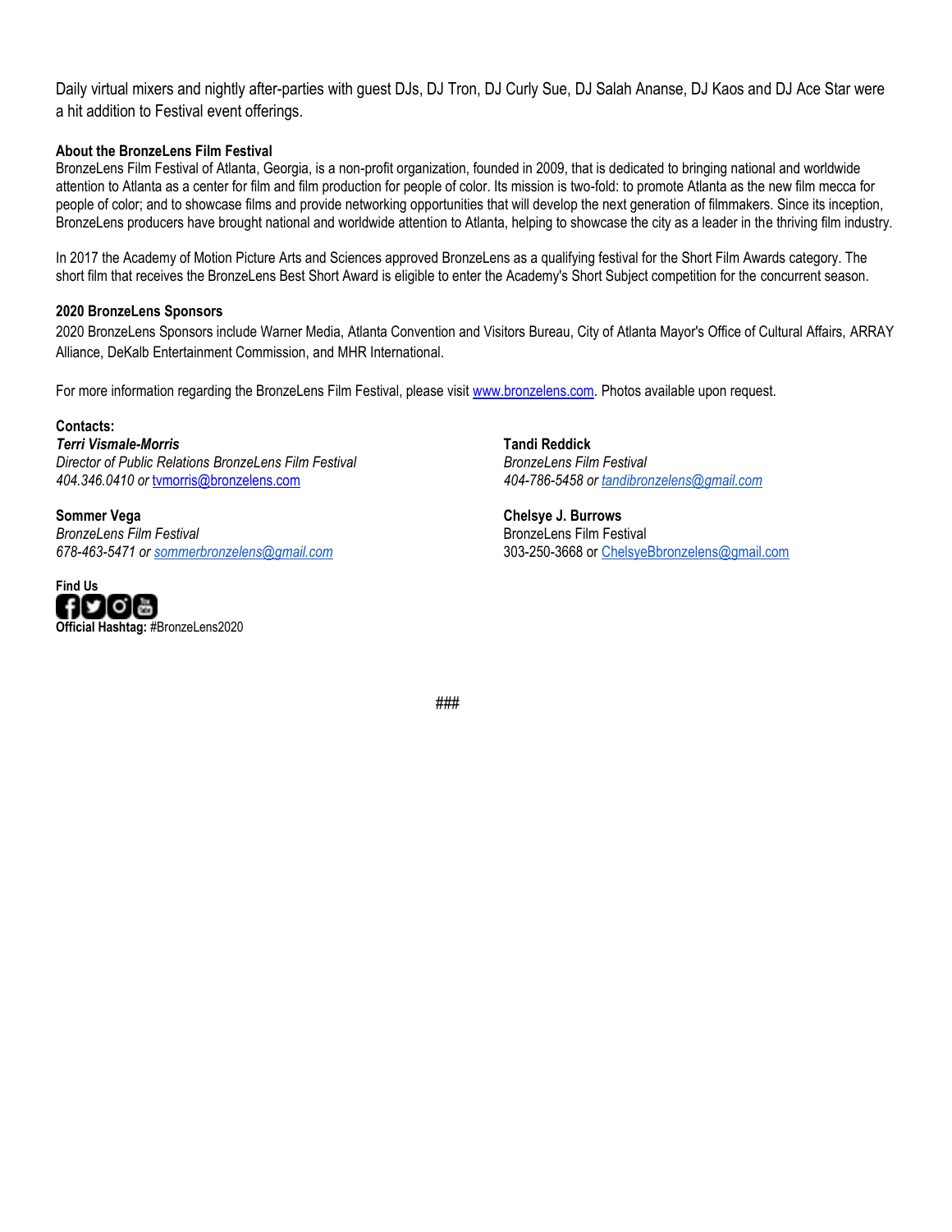Daily virtual mixers and nightly after-parties with guest DJs, DJ Tron, DJ Curly Sue, DJ Salah Ananse, DJ Kaos and DJ Ace Star were a hit addition to Festival event offerings.

**About the BronzeLens Film Festival**

BronzeLens Film Festival of Atlanta, Georgia, is a non-profit organization, founded in 2009, that is dedicated to bringing national and worldwide attention to Atlanta as a center for film and film production for people of color. Its mission is two-fold: to promote Atlanta as the new film mecca for people of color; and to showcase films and provide networking opportunities that will develop the next generation of filmmakers. Since its inception, BronzeLens producers have brought national and worldwide attention to Atlanta, helping to showcase the city as a leader in the thriving film industry.

In 2017 the Academy of Motion Picture Arts and Sciences approved BronzeLens as a qualifying festival for the Short Film Awards category. The short film that receives the BronzeLens Best Short Award is eligible to enter the Academy's Short Subject competition for the concurrent season.

**2020 BronzeLens Sponsors**

2020 BronzeLens Sponsors include Warner Media, Atlanta Convention and Visitors Bureau, City of Atlanta Mayor's Office of Cultural Affairs, ARRAY Alliance, DeKalb Entertainment Commission, and MHR International.

For more information regarding the BronzeLens Film Festival, please visit www.bronzelens.com. Photos available upon request.

**Contacts:**

***Terri Vismale-Morris***
*Director of Public Relations BronzeLens Film Festival*
*404.346.0410 or* tvmorris@bronzelens.com

**Sommer Vega**
*BronzeLens Film Festival*
*678-463-5471 or sommerbronzelens@gmail.com*

**Tandi Reddick**
*BronzeLens Film Festival*
*404-786-5458 or tandibronzelens@gmail.com*

**Chelsye J. Burrows**
BronzeLens Film Festival
303-250-3668 or ChelsyeBbronzelens@gmail.com

**Find Us**

**Official Hashtag:** #BronzeLens2020

###